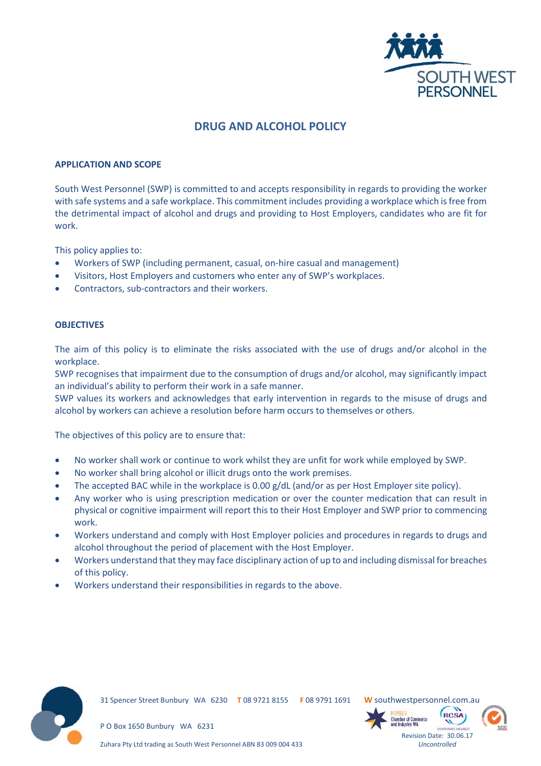# DRUG AND ALCOHOL POLICY

## APPLICATION AND SCOPE

South West Personnel (SWP) is committed to and accepts responsibility in regards to providing the worker with safe systems and a safe workplace. This commitment includes providing a workplace which is free from the detrimental impact of alcohol and drugs and providing to Host Employers, candidates who are fit for work.

This policy applies to:

- Workers of SWP (including permanent, casual, on-hire casual and management)
- Visitors, Host Employers and customers who enter any of SWP's workplaces.
- Contractors, sub-contractors and their workers.

## OBJECTIVES

The aim of this policy is to eliminate the risks associated with the use of drugs and/or alcohol in the workplace.
SWP recognises that impairment due to the consumption of drugs and/or alcohol, may significantly impact an individual's ability to perform their work in a safe manner.
SWP values its workers and acknowledges that early intervention in regards to the misuse of drugs and alcohol by workers can achieve a resolution before harm occurs to themselves or others.

The objectives of this policy are to ensure that:

- No worker shall work or continue to work whilst they are unfit for work while employed by SWP.
- No worker shall bring alcohol or illicit drugs onto the work premises.
- The accepted BAC while in the workplace is 0.00 g/dL (and/or as per Host Employer site policy).
- Any worker who is using prescription medication or over the counter medication that can result in physical or cognitive impairment will report this to their Host Employer and SWP prior to commencing work.
- Workers understand and comply with Host Employer policies and procedures in regards to drugs and alcohol throughout the period of placement with the Host Employer.
- Workers understand that they may face disciplinary action of up to and including dismissal for breaches of this policy.
- Workers understand their responsibilities in regards to the above.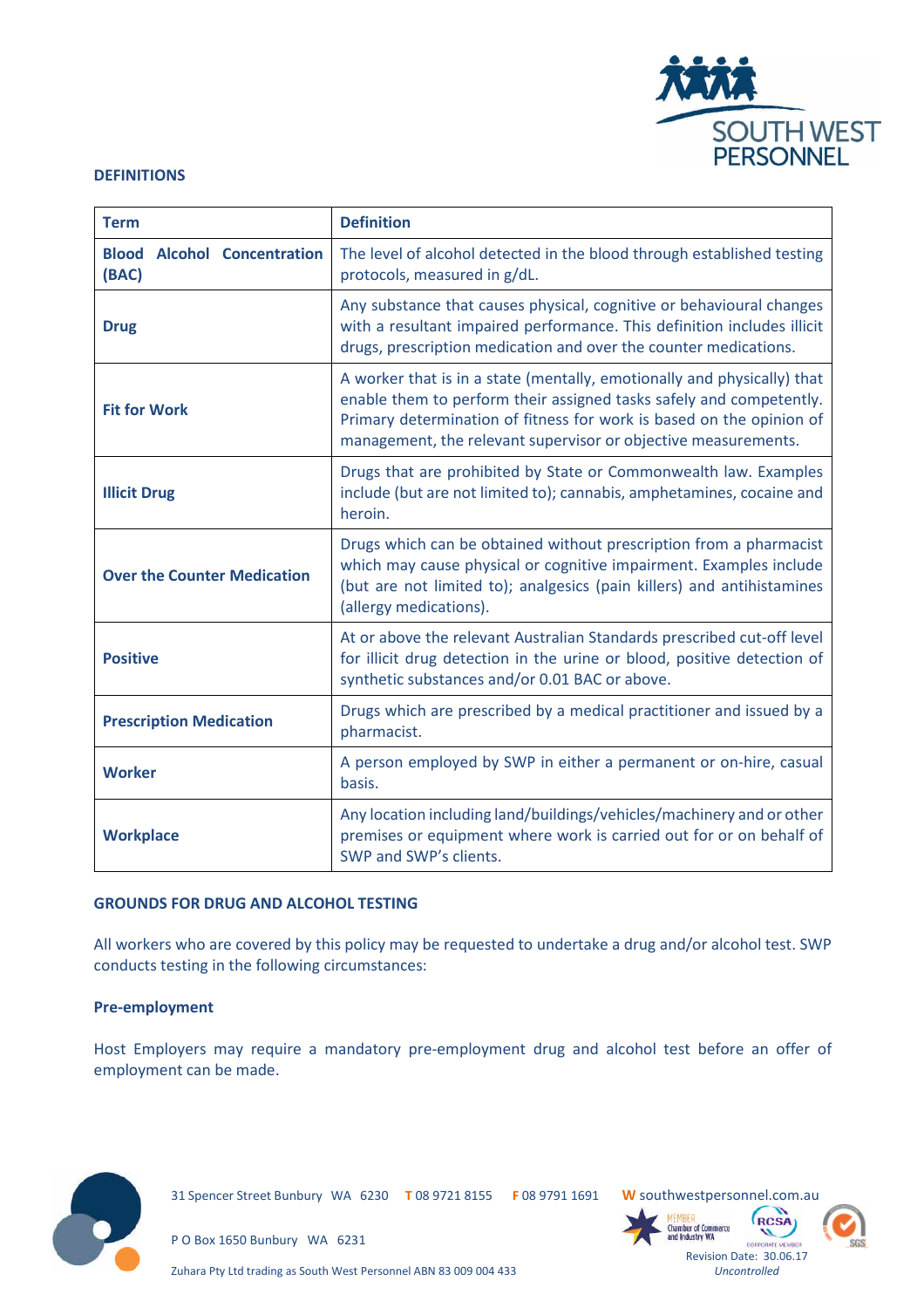## DEFINITIONS

| Term | Definition |
|---|---|
| **Blood Alcohol Concentration (BAC)** | The level of alcohol detected in the blood through established testing protocols, measured in g/dL. |
| **Drug** | Any substance that causes physical, cognitive or behavioural changes with a resultant impaired performance. This definition includes illicit drugs, prescription medication and over the counter medications. |
| **Fit for Work** | A worker that is in a state (mentally, emotionally and physically) that enable them to perform their assigned tasks safely and competently. Primary determination of fitness for work is based on the opinion of management, the relevant supervisor or objective measurements. |
| **Illicit Drug** | Drugs that are prohibited by State or Commonwealth law. Examples include (but are not limited to); cannabis, amphetamines, cocaine and heroin. |
| **Over the Counter Medication** | Drugs which can be obtained without prescription from a pharmacist which may cause physical or cognitive impairment. Examples include (but are not limited to); analgesics (pain killers) and antihistamines (allergy medications). |
| **Positive** | At or above the relevant Australian Standards prescribed cut-off level for illicit drug detection in the urine or blood, positive detection of synthetic substances and/or 0.01 BAC or above. |
| **Prescription Medication** | Drugs which are prescribed by a medical practitioner and issued by a pharmacist. |
| **Worker** | A person employed by SWP in either a permanent or on-hire, casual basis. |
| **Workplace** | Any location including land/buildings/vehicles/machinery and or other premises or equipment where work is carried out for or on behalf of SWP and SWP's clients. |

## GROUNDS FOR DRUG AND ALCOHOL TESTING

All workers who are covered by this policy may be requested to undertake a drug and/or alcohol test. SWP conducts testing in the following circumstances:

### Pre-employment

Host Employers may require a mandatory pre-employment drug and alcohol test before an offer of employment can be made.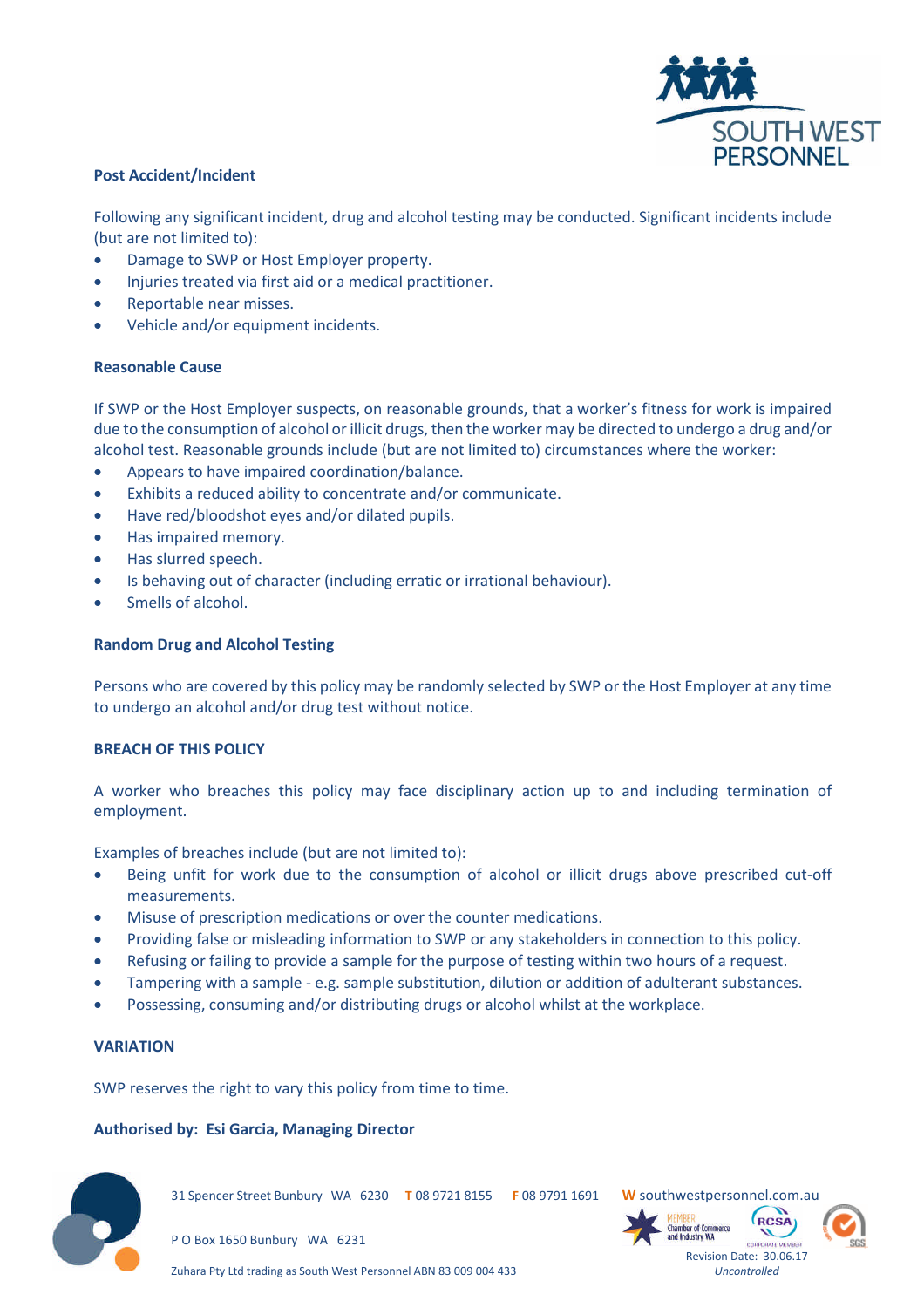**Post Accident/Incident**

Following any significant incident, drug and alcohol testing may be conducted. Significant incidents include (but are not limited to):

- Damage to SWP or Host Employer property.
- Injuries treated via first aid or a medical practitioner.
- Reportable near misses.
- Vehicle and/or equipment incidents.

**Reasonable Cause**

If SWP or the Host Employer suspects, on reasonable grounds, that a worker's fitness for work is impaired due to the consumption of alcohol or illicit drugs, then the worker may be directed to undergo a drug and/or alcohol test. Reasonable grounds include (but are not limited to) circumstances where the worker:

- Appears to have impaired coordination/balance.
- Exhibits a reduced ability to concentrate and/or communicate.
- Have red/bloodshot eyes and/or dilated pupils.
- Has impaired memory.
- Has slurred speech.
- Is behaving out of character (including erratic or irrational behaviour).
- Smells of alcohol.

**Random Drug and Alcohol Testing**

Persons who are covered by this policy may be randomly selected by SWP or the Host Employer at any time to undergo an alcohol and/or drug test without notice.

## BREACH OF THIS POLICY

A worker who breaches this policy may face disciplinary action up to and including termination of employment.

Examples of breaches include (but are not limited to):

- Being unfit for work due to the consumption of alcohol or illicit drugs above prescribed cut-off measurements.
- Misuse of prescription medications or over the counter medications.
- Providing false or misleading information to SWP or any stakeholders in connection to this policy.
- Refusing or failing to provide a sample for the purpose of testing within two hours of a request.
- Tampering with a sample - e.g. sample substitution, dilution or addition of adulterant substances.
- Possessing, consuming and/or distributing drugs or alcohol whilst at the workplace.

## VARIATION

SWP reserves the right to vary this policy from time to time.

**Authorised by: Esi Garcia, Managing Director**

Revision Date: 30.06.17
*Uncontrolled*